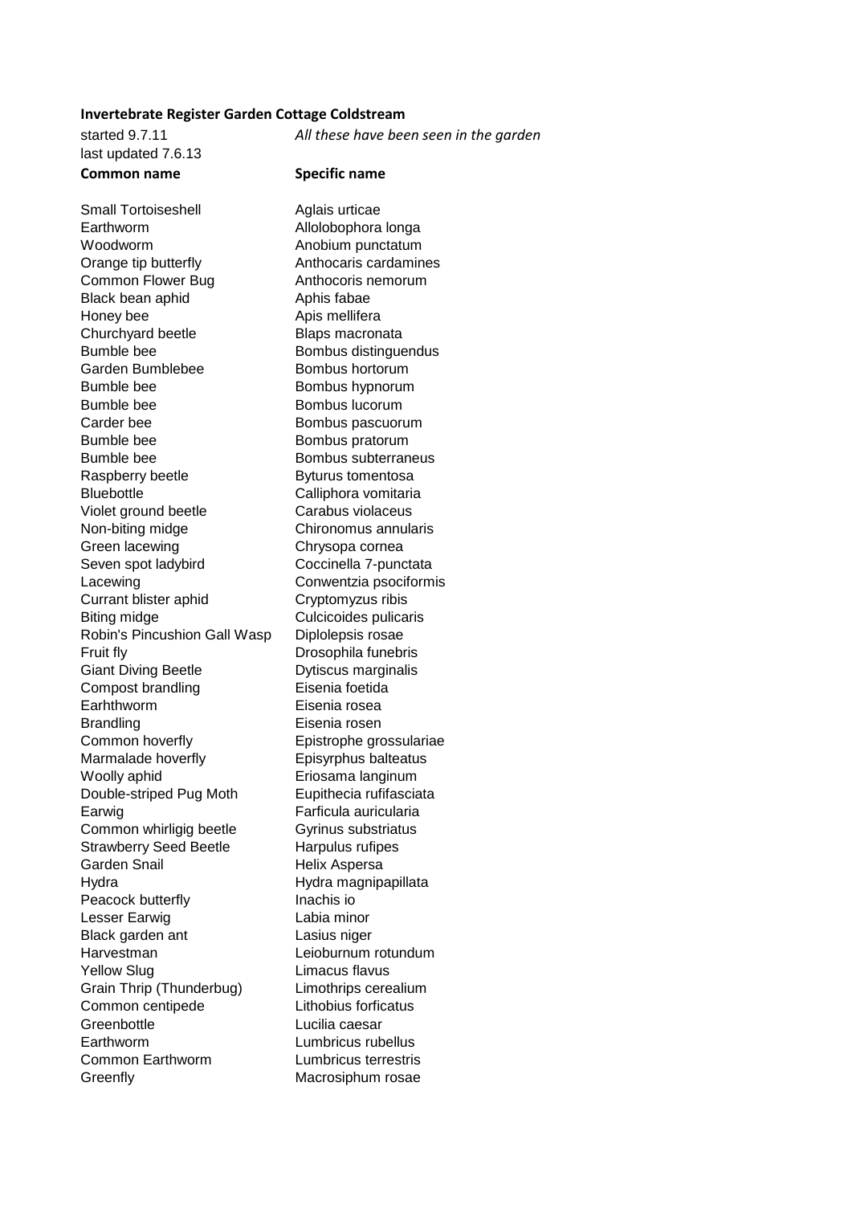**Invertebrate Register Garden Cottage Coldstream**

started 9.7.11 *All these have been seen in the garden*

last updated 7.6.13

| **Common name** | **Specific name** |
|---|---|
| Small Tortoiseshell | Aglais urticae |
| Earthworm | Allolobophora longa |
| Woodworm | Anobium punctatum |
| Orange tip butterfly | Anthocaris cardamines |
| Common Flower Bug | Anthocoris nemorum |
| Black bean aphid | Aphis fabae |
| Honey bee | Apis mellifera |
| Churchyard beetle | Blaps macronata |
| Bumble bee | Bombus distinguendus |
| Garden Bumblebee | Bombus hortorum |
| Bumble bee | Bombus hypnorum |
| Bumble bee | Bombus lucorum |
| Carder bee | Bombus pascuorum |
| Bumble bee | Bombus pratorum |
| Bumble bee | Bombus subterraneus |
| Raspberry beetle | Byturus tomentosa |
| Bluebottle | Calliphora vomitaria |
| Violet ground beetle | Carabus violaceus |
| Non-biting midge | Chironomus annularis |
| Green lacewing | Chrysopa cornea |
| Seven spot ladybird | Coccinella 7-punctata |
| Lacewing | Conwentzia psociformis |
| Currant blister aphid | Cryptomyzus ribis |
| Biting midge | Culcicoides pulicaris |
| Robin's Pincushion Gall Wasp | Diplolepsis rosae |
| Fruit fly | Drosophila funebris |
| Giant Diving Beetle | Dytiscus marginalis |
| Compost brandling | Eisenia foetida |
| Earhthworm | Eisenia rosea |
| Brandling | Eisenia rosen |
| Common hoverfly | Epistrophe grossulariae |
| Marmalade hoverfly | Episyrphus balteatus |
| Woolly aphid | Eriosama langinum |
| Double-striped Pug Moth | Eupithecia rufifasciata |
| Earwig | Farficula auricularia |
| Common whirligig beetle | Gyrinus substriatus |
| Strawberry Seed Beetle | Harpulus rufipes |
| Garden Snail | Helix Aspersa |
| Hydra | Hydra magnipapillata |
| Peacock butterfly | Inachis io |
| Lesser Earwig | Labia minor |
| Black garden ant | Lasius niger |
| Harvestman | Leioburnum rotundum |
| Yellow Slug | Limacus flavus |
| Grain Thrip (Thunderbug) | Limothrips cerealium |
| Common centipede | Lithobius forficatus |
| Greenbottle | Lucilia caesar |
| Earthworm | Lumbricus rubellus |
| Common Earthworm | Lumbricus terrestris |
| Greenfly | Macrosiphum rosae |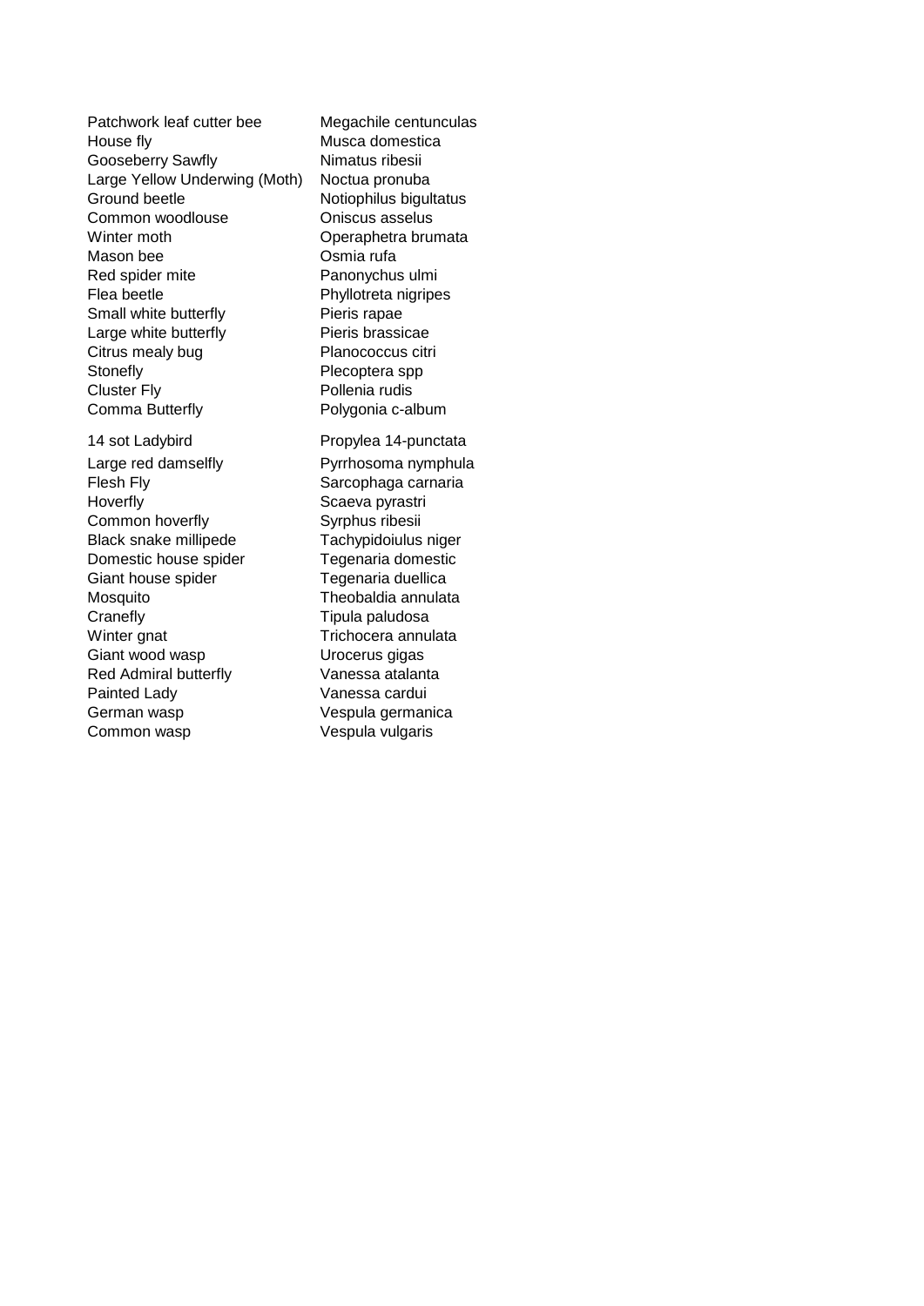| | |
|---|---|
| Patchwork leaf cutter bee | Megachile centunculas |
| House fly | Musca domestica |
| Gooseberry Sawfly | Nimatus ribesii |
| Large Yellow Underwing (Moth) | Noctua pronuba |
| Ground beetle | Notiophilus bigultatus |
| Common woodlouse | Oniscus asselus |
| Winter moth | Operaphetra brumata |
| Mason bee | Osmia rufa |
| Red spider mite | Panonychus ulmi |
| Flea beetle | Phyllotreta nigripes |
| Small white butterfly | Pieris rapae |
| Large white butterfly | Pieris brassicae |
| Citrus mealy bug | Planococcus citri |
| Stonefly | Plecoptera spp |
| Cluster Fly | Pollenia rudis |
| Comma Butterfly | Polygonia c-album |
| 14 sot Ladybird | Propylea 14-punctata |
| Large red damselfly | Pyrrhosoma nymphula |
| Flesh Fly | Sarcophaga carnaria |
| Hoverfly | Scaeva pyrastri |
| Common hoverfly | Syrphus ribesii |
| Black snake millipede | Tachypidoiulus niger |
| Domestic house spider | Tegenaria domestic |
| Giant house spider | Tegenaria duellica |
| Mosquito | Theobaldia annulata |
| Cranefly | Tipula paludosa |
| Winter gnat | Trichocera annulata |
| Giant wood wasp | Urocerus gigas |
| Red Admiral butterfly | Vanessa atalanta |
| Painted Lady | Vanessa cardui |
| German wasp | Vespula germanica |
| Common wasp | Vespula vulgaris |